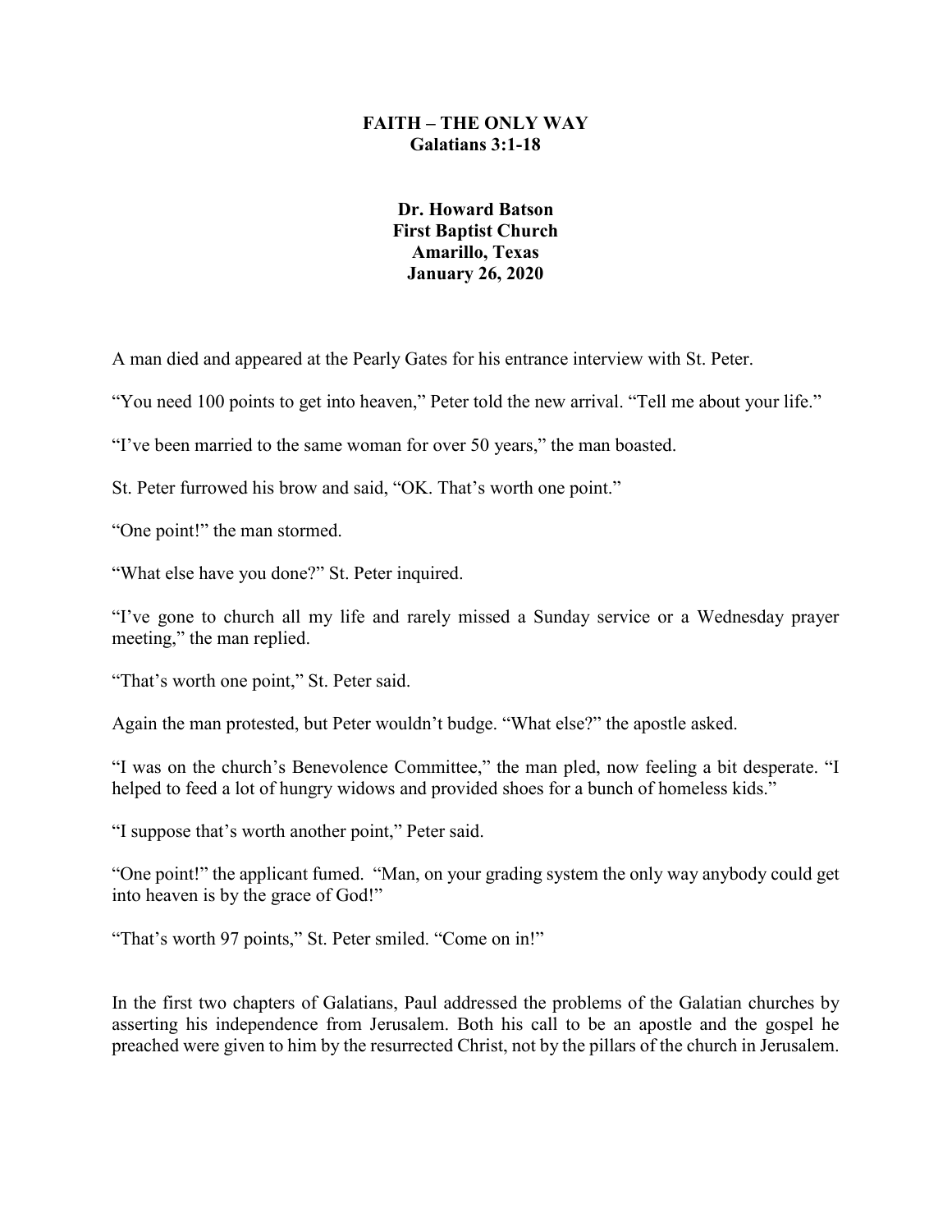# FAITH – THE ONLY WAY
## Galatians 3:1-18

**Dr. Howard Batson**
**First Baptist Church**
**Amarillo, Texas**
**January 26, 2020**

A man died and appeared at the Pearly Gates for his entrance interview with St. Peter.

"You need 100 points to get into heaven," Peter told the new arrival. "Tell me about your life."

"I've been married to the same woman for over 50 years," the man boasted.

St. Peter furrowed his brow and said, "OK. That's worth one point."

"One point!" the man stormed.

"What else have you done?" St. Peter inquired.

"I've gone to church all my life and rarely missed a Sunday service or a Wednesday prayer meeting," the man replied.

"That's worth one point," St. Peter said.

Again the man protested, but Peter wouldn't budge. "What else?" the apostle asked.

"I was on the church's Benevolence Committee," the man pled, now feeling a bit desperate. "I helped to feed a lot of hungry widows and provided shoes for a bunch of homeless kids."

"I suppose that's worth another point," Peter said.

"One point!" the applicant fumed. "Man, on your grading system the only way anybody could get into heaven is by the grace of God!"

"That's worth 97 points," St. Peter smiled. "Come on in!"

In the first two chapters of Galatians, Paul addressed the problems of the Galatian churches by asserting his independence from Jerusalem. Both his call to be an apostle and the gospel he preached were given to him by the resurrected Christ, not by the pillars of the church in Jerusalem.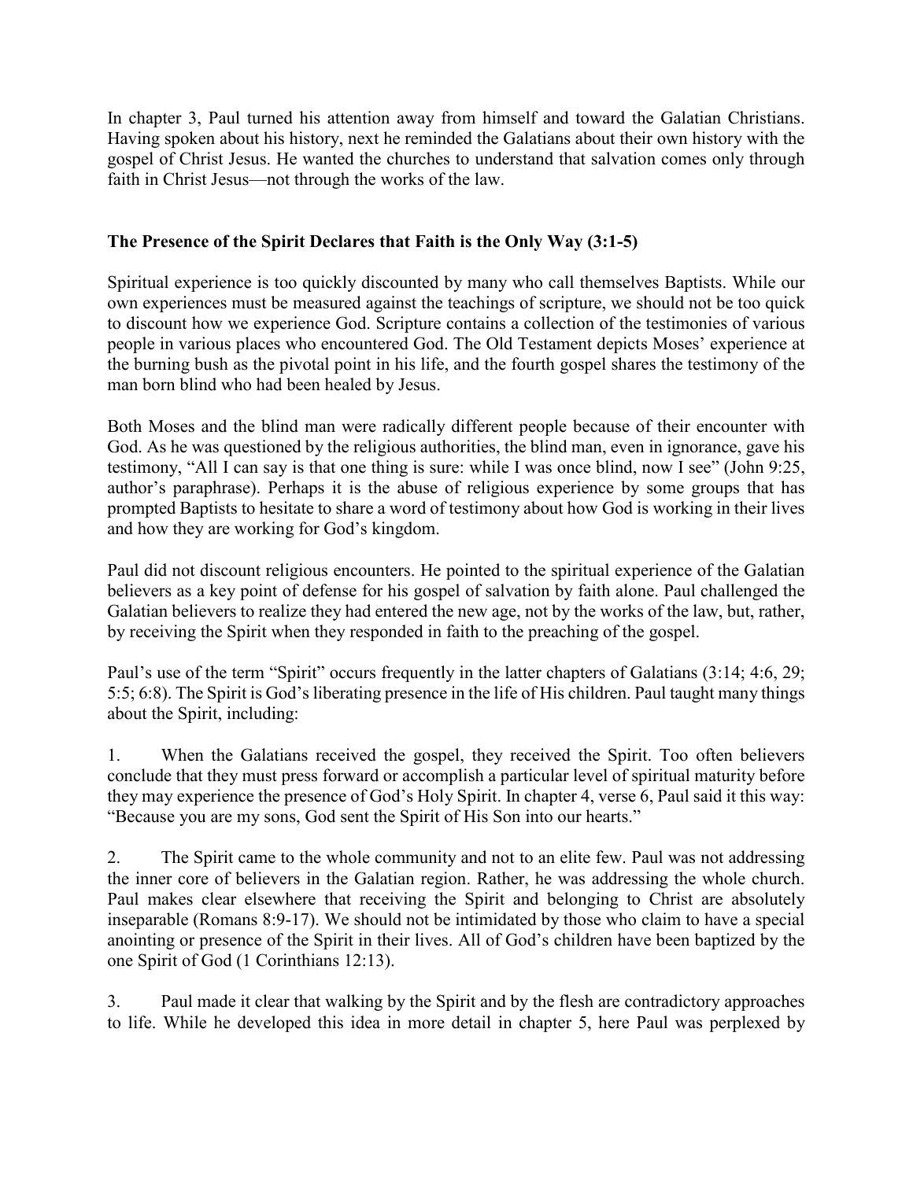In chapter 3, Paul turned his attention away from himself and toward the Galatian Christians. Having spoken about his history, next he reminded the Galatians about their own history with the gospel of Christ Jesus. He wanted the churches to understand that salvation comes only through faith in Christ Jesus—not through the works of the law.

**The Presence of the Spirit Declares that Faith is the Only Way (3:1-5)**

Spiritual experience is too quickly discounted by many who call themselves Baptists. While our own experiences must be measured against the teachings of scripture, we should not be too quick to discount how we experience God. Scripture contains a collection of the testimonies of various people in various places who encountered God. The Old Testament depicts Moses' experience at the burning bush as the pivotal point in his life, and the fourth gospel shares the testimony of the man born blind who had been healed by Jesus.

Both Moses and the blind man were radically different people because of their encounter with God. As he was questioned by the religious authorities, the blind man, even in ignorance, gave his testimony, "All I can say is that one thing is sure: while I was once blind, now I see" (John 9:25, author's paraphrase). Perhaps it is the abuse of religious experience by some groups that has prompted Baptists to hesitate to share a word of testimony about how God is working in their lives and how they are working for God's kingdom.

Paul did not discount religious encounters. He pointed to the spiritual experience of the Galatian believers as a key point of defense for his gospel of salvation by faith alone. Paul challenged the Galatian believers to realize they had entered the new age, not by the works of the law, but, rather, by receiving the Spirit when they responded in faith to the preaching of the gospel.

Paul's use of the term "Spirit" occurs frequently in the latter chapters of Galatians (3:14; 4:6, 29; 5:5; 6:8). The Spirit is God's liberating presence in the life of His children. Paul taught many things about the Spirit, including:

1. When the Galatians received the gospel, they received the Spirit. Too often believers conclude that they must press forward or accomplish a particular level of spiritual maturity before they may experience the presence of God's Holy Spirit. In chapter 4, verse 6, Paul said it this way: "Because you are my sons, God sent the Spirit of His Son into our hearts."

2. The Spirit came to the whole community and not to an elite few. Paul was not addressing the inner core of believers in the Galatian region. Rather, he was addressing the whole church. Paul makes clear elsewhere that receiving the Spirit and belonging to Christ are absolutely inseparable (Romans 8:9-17). We should not be intimidated by those who claim to have a special anointing or presence of the Spirit in their lives. All of God's children have been baptized by the one Spirit of God (1 Corinthians 12:13).

3. Paul made it clear that walking by the Spirit and by the flesh are contradictory approaches to life. While he developed this idea in more detail in chapter 5, here Paul was perplexed by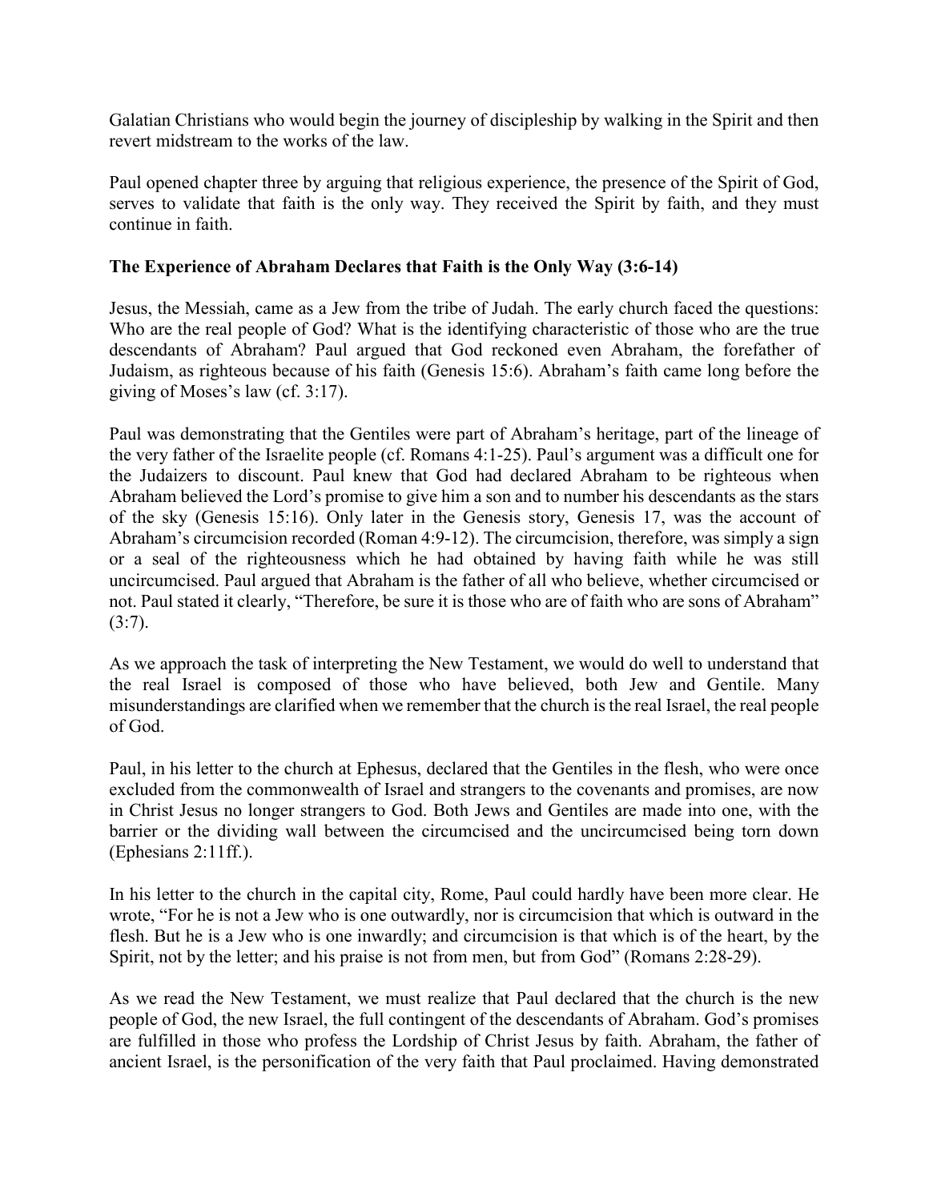Galatian Christians who would begin the journey of discipleship by walking in the Spirit and then revert midstream to the works of the law.

Paul opened chapter three by arguing that religious experience, the presence of the Spirit of God, serves to validate that faith is the only way. They received the Spirit by faith, and they must continue in faith.

**The Experience of Abraham Declares that Faith is the Only Way (3:6-14)**

Jesus, the Messiah, came as a Jew from the tribe of Judah. The early church faced the questions: Who are the real people of God? What is the identifying characteristic of those who are the true descendants of Abraham? Paul argued that God reckoned even Abraham, the forefather of Judaism, as righteous because of his faith (Genesis 15:6). Abraham's faith came long before the giving of Moses's law (cf. 3:17).

Paul was demonstrating that the Gentiles were part of Abraham's heritage, part of the lineage of the very father of the Israelite people (cf. Romans 4:1-25). Paul's argument was a difficult one for the Judaizers to discount. Paul knew that God had declared Abraham to be righteous when Abraham believed the Lord's promise to give him a son and to number his descendants as the stars of the sky (Genesis 15:16). Only later in the Genesis story, Genesis 17, was the account of Abraham's circumcision recorded (Roman 4:9-12). The circumcision, therefore, was simply a sign or a seal of the righteousness which he had obtained by having faith while he was still uncircumcised. Paul argued that Abraham is the father of all who believe, whether circumcised or not. Paul stated it clearly, "Therefore, be sure it is those who are of faith who are sons of Abraham" (3:7).

As we approach the task of interpreting the New Testament, we would do well to understand that the real Israel is composed of those who have believed, both Jew and Gentile. Many misunderstandings are clarified when we remember that the church is the real Israel, the real people of God.

Paul, in his letter to the church at Ephesus, declared that the Gentiles in the flesh, who were once excluded from the commonwealth of Israel and strangers to the covenants and promises, are now in Christ Jesus no longer strangers to God. Both Jews and Gentiles are made into one, with the barrier or the dividing wall between the circumcised and the uncircumcised being torn down (Ephesians 2:11ff.).

In his letter to the church in the capital city, Rome, Paul could hardly have been more clear. He wrote, "For he is not a Jew who is one outwardly, nor is circumcision that which is outward in the flesh. But he is a Jew who is one inwardly; and circumcision is that which is of the heart, by the Spirit, not by the letter; and his praise is not from men, but from God" (Romans 2:28-29).

As we read the New Testament, we must realize that Paul declared that the church is the new people of God, the new Israel, the full contingent of the descendants of Abraham. God's promises are fulfilled in those who profess the Lordship of Christ Jesus by faith. Abraham, the father of ancient Israel, is the personification of the very faith that Paul proclaimed. Having demonstrated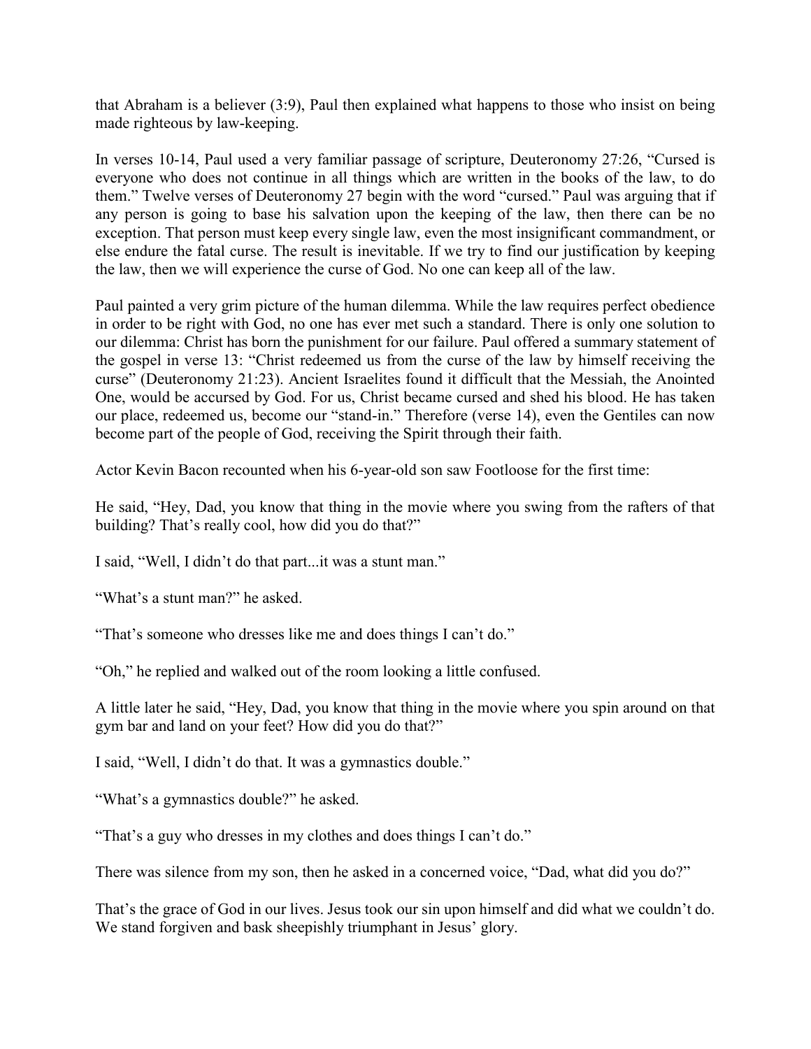that Abraham is a believer (3:9), Paul then explained what happens to those who insist on being made righteous by law-keeping.

In verses 10-14, Paul used a very familiar passage of scripture, Deuteronomy 27:26, "Cursed is everyone who does not continue in all things which are written in the books of the law, to do them." Twelve verses of Deuteronomy 27 begin with the word "cursed." Paul was arguing that if any person is going to base his salvation upon the keeping of the law, then there can be no exception. That person must keep every single law, even the most insignificant commandment, or else endure the fatal curse. The result is inevitable. If we try to find our justification by keeping the law, then we will experience the curse of God. No one can keep all of the law.

Paul painted a very grim picture of the human dilemma. While the law requires perfect obedience in order to be right with God, no one has ever met such a standard. There is only one solution to our dilemma: Christ has born the punishment for our failure. Paul offered a summary statement of the gospel in verse 13: "Christ redeemed us from the curse of the law by himself receiving the curse" (Deuteronomy 21:23). Ancient Israelites found it difficult that the Messiah, the Anointed One, would be accursed by God. For us, Christ became cursed and shed his blood. He has taken our place, redeemed us, become our "stand-in." Therefore (verse 14), even the Gentiles can now become part of the people of God, receiving the Spirit through their faith.

Actor Kevin Bacon recounted when his 6-year-old son saw Footloose for the first time:

He said, "Hey, Dad, you know that thing in the movie where you swing from the rafters of that building? That's really cool, how did you do that?"

I said, "Well, I didn't do that part...it was a stunt man."

"What's a stunt man?" he asked.

"That's someone who dresses like me and does things I can't do."

"Oh," he replied and walked out of the room looking a little confused.

A little later he said, "Hey, Dad, you know that thing in the movie where you spin around on that gym bar and land on your feet? How did you do that?"

I said, "Well, I didn't do that. It was a gymnastics double."

"What's a gymnastics double?" he asked.

"That's a guy who dresses in my clothes and does things I can't do."

There was silence from my son, then he asked in a concerned voice, "Dad, what did you do?"

That's the grace of God in our lives. Jesus took our sin upon himself and did what we couldn't do. We stand forgiven and bask sheepishly triumphant in Jesus' glory.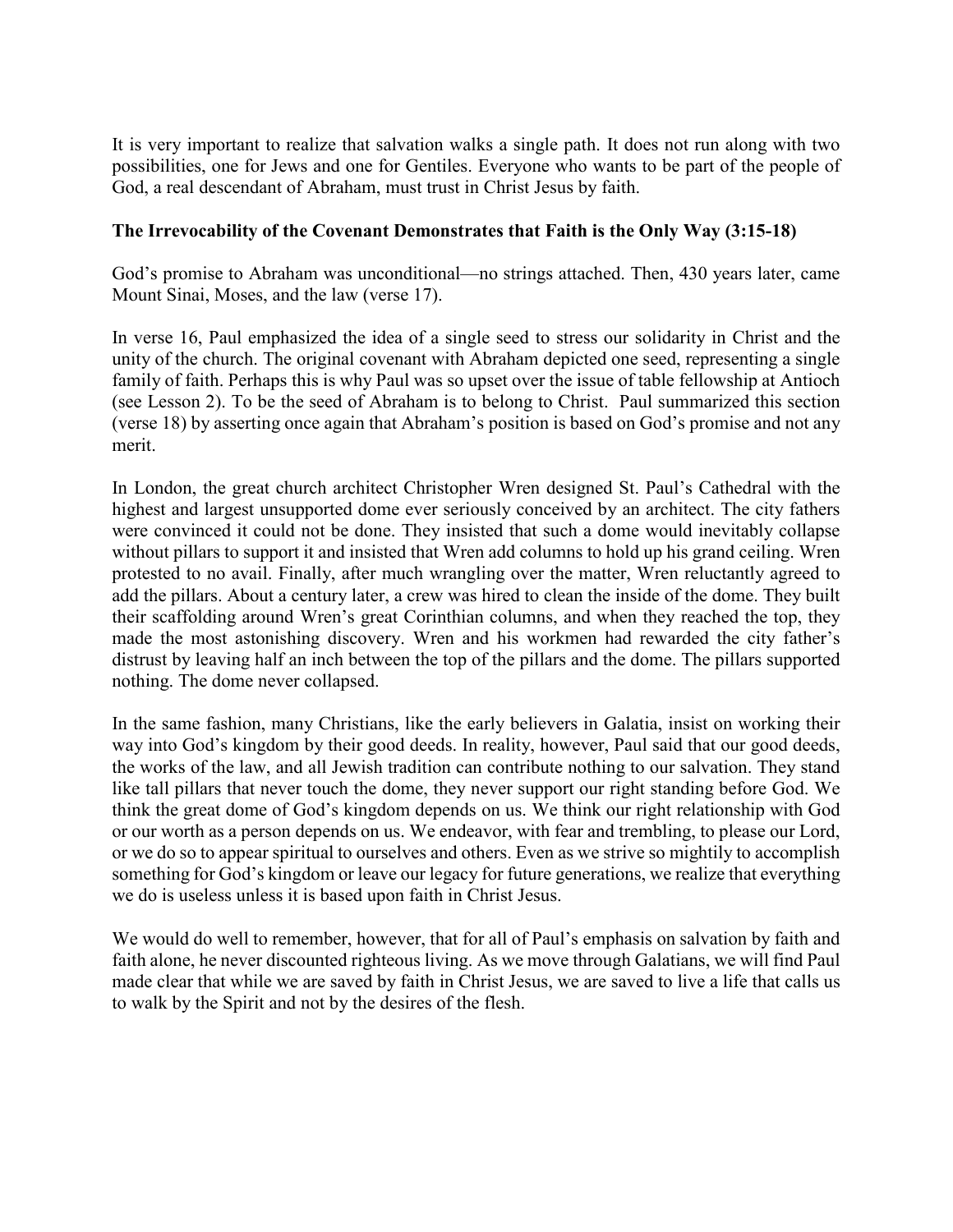It is very important to realize that salvation walks a single path. It does not run along with two possibilities, one for Jews and one for Gentiles. Everyone who wants to be part of the people of God, a real descendant of Abraham, must trust in Christ Jesus by faith.

**The Irrevocability of the Covenant Demonstrates that Faith is the Only Way (3:15-18)**

God's promise to Abraham was unconditional—no strings attached. Then, 430 years later, came Mount Sinai, Moses, and the law (verse 17).

In verse 16, Paul emphasized the idea of a single seed to stress our solidarity in Christ and the unity of the church. The original covenant with Abraham depicted one seed, representing a single family of faith. Perhaps this is why Paul was so upset over the issue of table fellowship at Antioch (see Lesson 2). To be the seed of Abraham is to belong to Christ. Paul summarized this section (verse 18) by asserting once again that Abraham's position is based on God's promise and not any merit.

In London, the great church architect Christopher Wren designed St. Paul's Cathedral with the highest and largest unsupported dome ever seriously conceived by an architect. The city fathers were convinced it could not be done. They insisted that such a dome would inevitably collapse without pillars to support it and insisted that Wren add columns to hold up his grand ceiling. Wren protested to no avail. Finally, after much wrangling over the matter, Wren reluctantly agreed to add the pillars. About a century later, a crew was hired to clean the inside of the dome. They built their scaffolding around Wren's great Corinthian columns, and when they reached the top, they made the most astonishing discovery. Wren and his workmen had rewarded the city father's distrust by leaving half an inch between the top of the pillars and the dome. The pillars supported nothing. The dome never collapsed.

In the same fashion, many Christians, like the early believers in Galatia, insist on working their way into God's kingdom by their good deeds. In reality, however, Paul said that our good deeds, the works of the law, and all Jewish tradition can contribute nothing to our salvation. They stand like tall pillars that never touch the dome, they never support our right standing before God. We think the great dome of God's kingdom depends on us. We think our right relationship with God or our worth as a person depends on us. We endeavor, with fear and trembling, to please our Lord, or we do so to appear spiritual to ourselves and others. Even as we strive so mightily to accomplish something for God's kingdom or leave our legacy for future generations, we realize that everything we do is useless unless it is based upon faith in Christ Jesus.

We would do well to remember, however, that for all of Paul's emphasis on salvation by faith and faith alone, he never discounted righteous living. As we move through Galatians, we will find Paul made clear that while we are saved by faith in Christ Jesus, we are saved to live a life that calls us to walk by the Spirit and not by the desires of the flesh.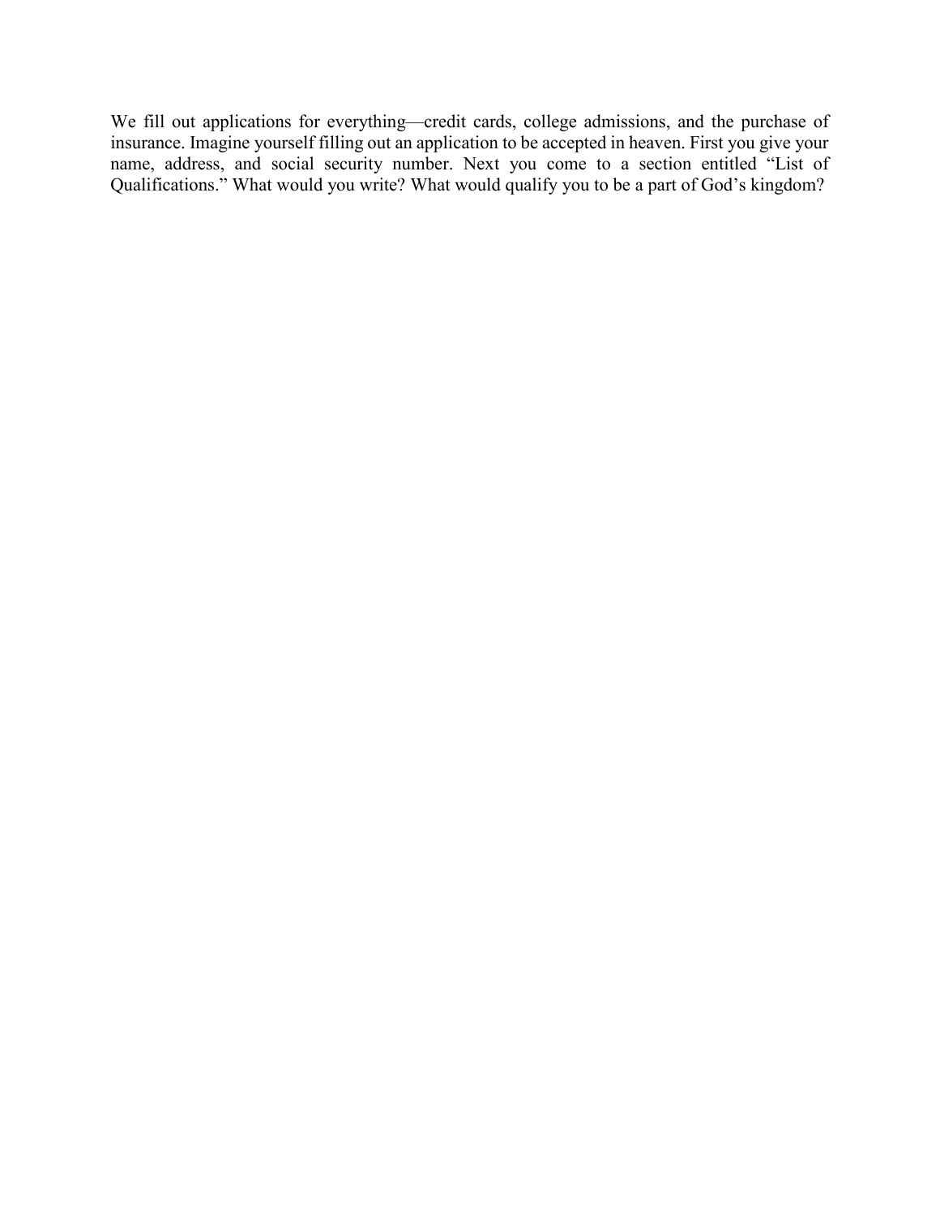We fill out applications for everything—credit cards, college admissions, and the purchase of insurance. Imagine yourself filling out an application to be accepted in heaven. First you give your name, address, and social security number. Next you come to a section entitled "List of Qualifications." What would you write? What would qualify you to be a part of God's kingdom?